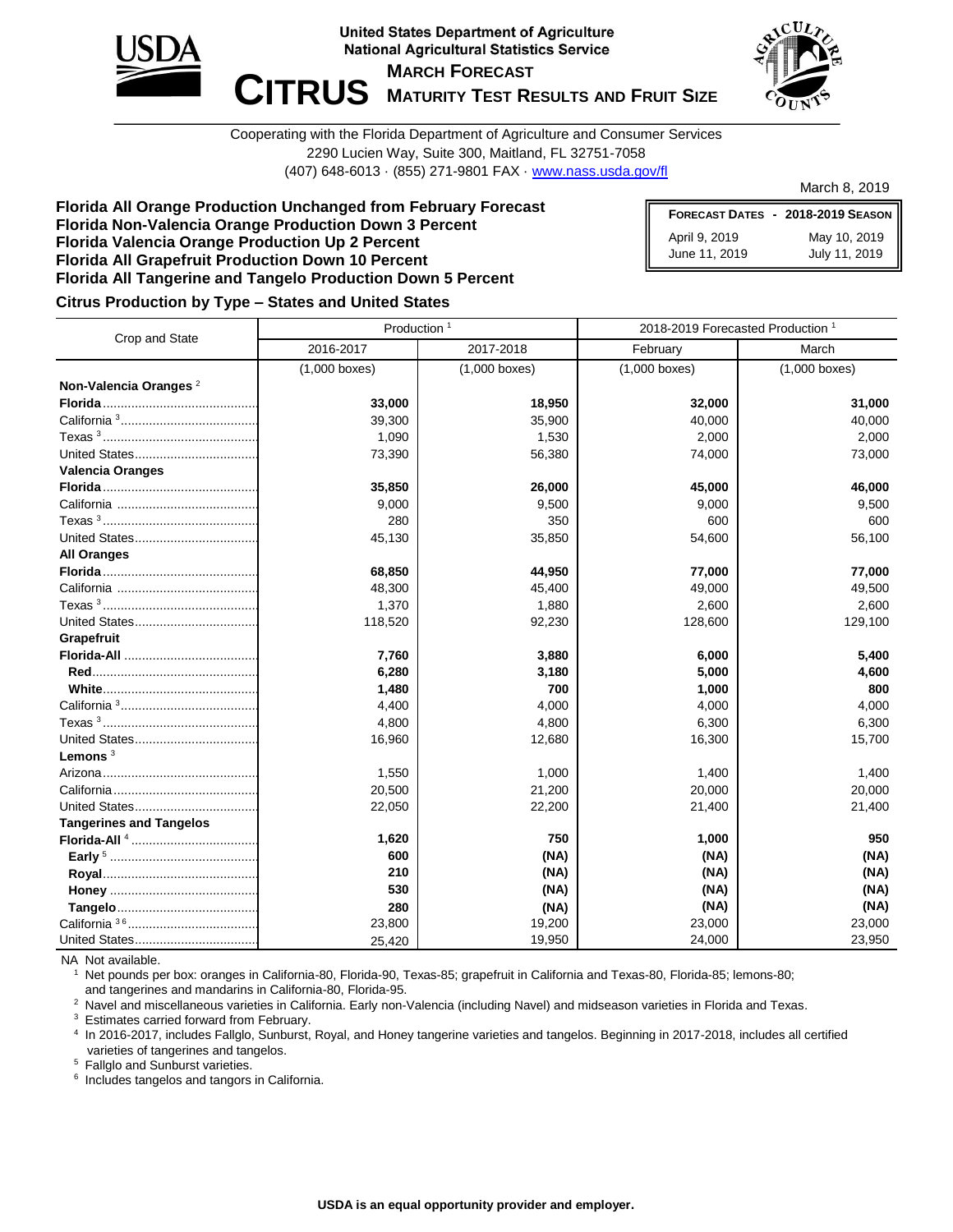United States Department of Agriculture
National Agricultural Statistics Service

# CITRUS

## MARCH FORECAST
## MATURITY TEST RESULTS AND FRUIT SIZE

Cooperating with the Florida Department of Agriculture and Consumer Services
2290 Lucien Way, Suite 300, Maitland, FL 32751-7058
(407) 648-6013 · (855) 271-9801 FAX · www.nass.usda.gov/fl

March 8, 2019

| FORECAST DATES - 2018-2019 SEASON | |
|---|---|
| April 9, 2019 | May 10, 2019 |
| June 11, 2019 | July 11, 2019 |

**Florida All Orange Production Unchanged from February Forecast**
**Florida Non-Valencia Orange Production Down 3 Percent**
**Florida Valencia Orange Production Up 2 Percent**
**Florida All Grapefruit Production Down 10 Percent**
**Florida All Tangerine and Tangelo Production Down 5 Percent**

### Citrus Production by Type – States and United States

| Crop and State | Production [1] | | 2018-2019 Forecasted Production [1] | |
|---|---|---|---|---|
| | 2016-2017 | 2017-2018 | February | March |
| | (1,000 boxes) | (1,000 boxes) | (1,000 boxes) | (1,000 boxes) |
| **Non-Valencia Oranges** [2] | | | | |
| **Florida** | **33,000** | **18,950** | **32,000** | **31,000** |
| California [3] | 39,300 | 35,900 | 40,000 | 40,000 |
| Texas [3] | 1,090 | 1,530 | 2,000 | 2,000 |
| United States | 73,390 | 56,380 | 74,000 | 73,000 |
| **Valencia Oranges** | | | | |
| **Florida** | **35,850** | **26,000** | **45,000** | **46,000** |
| California | 9,000 | 9,500 | 9,000 | 9,500 |
| Texas [3] | 280 | 350 | 600 | 600 |
| United States | 45,130 | 35,850 | 54,600 | 56,100 |
| **All Oranges** | | | | |
| **Florida** | **68,850** | **44,950** | **77,000** | **77,000** |
| California | 48,300 | 45,400 | 49,000 | 49,500 |
| Texas [3] | 1,370 | 1,880 | 2,600 | 2,600 |
| United States | 118,520 | 92,230 | 128,600 | 129,100 |
| **Grapefruit** | | | | |
| **Florida-All** | **7,760** | **3,880** | **6,000** | **5,400** |
| **Red** | **6,280** | **3,180** | **5,000** | **4,600** |
| **White** | **1,480** | **700** | **1,000** | **800** |
| California [3] | 4,400 | 4,000 | 4,000 | 4,000 |
| Texas [3] | 4,800 | 4,800 | 6,300 | 6,300 |
| United States | 16,960 | 12,680 | 16,300 | 15,700 |
| **Lemons** [3] | | | | |
| Arizona | 1,550 | 1,000 | 1,400 | 1,400 |
| California | 20,500 | 21,200 | 20,000 | 20,000 |
| United States | 22,050 | 22,200 | 21,400 | 21,400 |
| **Tangerines and Tangelos** | | | | |
| **Florida-All** [4] | **1,620** | **750** | **1,000** | **950** |
| **Early** [5] | **600** | **(NA)** | **(NA)** | **(NA)** |
| **Royal** | **210** | **(NA)** | **(NA)** | **(NA)** |
| **Honey** | **530** | **(NA)** | **(NA)** | **(NA)** |
| **Tangelo** | **280** | **(NA)** | **(NA)** | **(NA)** |
| California [3,6] | 23,800 | 19,200 | 23,000 | 23,000 |
| United States | 25,420 | 19,950 | 24,000 | 23,950 |

NA Not available.
[1] Net pounds per box: oranges in California-80, Florida-90, Texas-85; grapefruit in California and Texas-80, Florida-85; lemons-80; and tangerines and mandarins in California-80, Florida-95.
[2] Navel and miscellaneous varieties in California. Early non-Valencia (including Navel) and midseason varieties in Florida and Texas.
[3] Estimates carried forward from February.
[4] In 2016-2017, includes Fallglo, Sunburst, Royal, and Honey tangerine varieties and tangelos. Beginning in 2017-2018, includes all certified varieties of tangerines and tangelos.
[5] Fallglo and Sunburst varieties.
[6] Includes tangelos and tangors in California.

USDA is an equal opportunity provider and employer.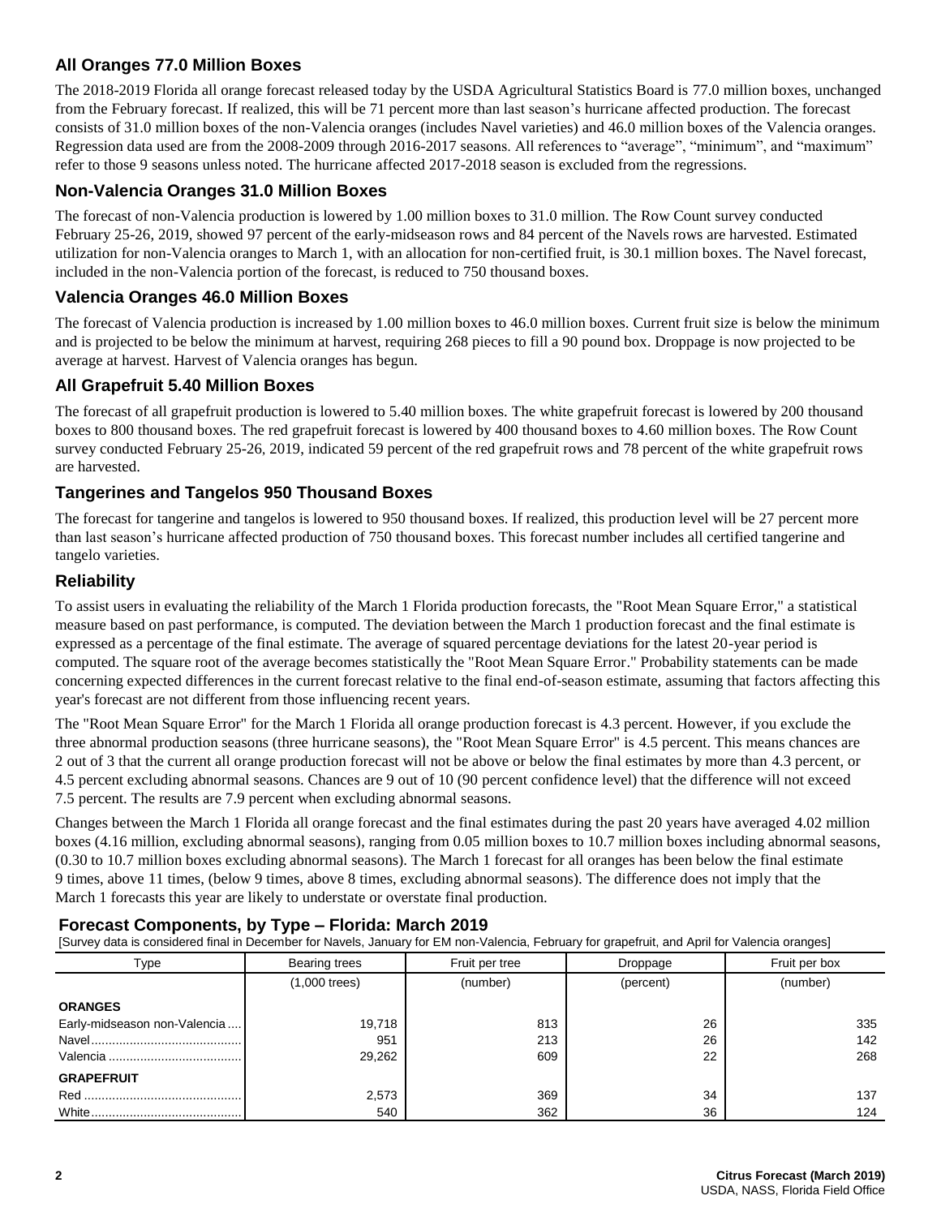## All Oranges 77.0 Million Boxes

The 2018-2019 Florida all orange forecast released today by the USDA Agricultural Statistics Board is 77.0 million boxes, unchanged from the February forecast. If realized, this will be 71 percent more than last season's hurricane affected production. The forecast consists of 31.0 million boxes of the non-Valencia oranges (includes Navel varieties) and 46.0 million boxes of the Valencia oranges. Regression data used are from the 2008-2009 through 2016-2017 seasons. All references to "average", "minimum", and "maximum" refer to those 9 seasons unless noted. The hurricane affected 2017-2018 season is excluded from the regressions.

## Non-Valencia Oranges 31.0 Million Boxes

The forecast of non-Valencia production is lowered by 1.00 million boxes to 31.0 million. The Row Count survey conducted February 25-26, 2019, showed 97 percent of the early-midseason rows and 84 percent of the Navels rows are harvested. Estimated utilization for non-Valencia oranges to March 1, with an allocation for non-certified fruit, is 30.1 million boxes. The Navel forecast, included in the non-Valencia portion of the forecast, is reduced to 750 thousand boxes.

## Valencia Oranges 46.0 Million Boxes

The forecast of Valencia production is increased by 1.00 million boxes to 46.0 million boxes. Current fruit size is below the minimum and is projected to be below the minimum at harvest, requiring 268 pieces to fill a 90 pound box. Droppage is now projected to be average at harvest. Harvest of Valencia oranges has begun.

## All Grapefruit 5.40 Million Boxes

The forecast of all grapefruit production is lowered to 5.40 million boxes. The white grapefruit forecast is lowered by 200 thousand boxes to 800 thousand boxes. The red grapefruit forecast is lowered by 400 thousand boxes to 4.60 million boxes. The Row Count survey conducted February 25-26, 2019, indicated 59 percent of the red grapefruit rows and 78 percent of the white grapefruit rows are harvested.

## Tangerines and Tangelos 950 Thousand Boxes

The forecast for tangerine and tangelos is lowered to 950 thousand boxes. If realized, this production level will be 27 percent more than last season's hurricane affected production of 750 thousand boxes. This forecast number includes all certified tangerine and tangelo varieties.

## Reliability

To assist users in evaluating the reliability of the March 1 Florida production forecasts, the "Root Mean Square Error," a statistical measure based on past performance, is computed. The deviation between the March 1 production forecast and the final estimate is expressed as a percentage of the final estimate. The average of squared percentage deviations for the latest 20-year period is computed. The square root of the average becomes statistically the "Root Mean Square Error." Probability statements can be made concerning expected differences in the current forecast relative to the final end-of-season estimate, assuming that factors affecting this year's forecast are not different from those influencing recent years.

The "Root Mean Square Error" for the March 1 Florida all orange production forecast is 4.3 percent. However, if you exclude the three abnormal production seasons (three hurricane seasons), the "Root Mean Square Error" is 4.5 percent. This means chances are 2 out of 3 that the current all orange production forecast will not be above or below the final estimates by more than 4.3 percent, or 4.5 percent excluding abnormal seasons. Chances are 9 out of 10 (90 percent confidence level) that the difference will not exceed 7.5 percent. The results are 7.9 percent when excluding abnormal seasons.

Changes between the March 1 Florida all orange forecast and the final estimates during the past 20 years have averaged 4.02 million boxes (4.16 million, excluding abnormal seasons), ranging from 0.05 million boxes to 10.7 million boxes including abnormal seasons, (0.30 to 10.7 million boxes excluding abnormal seasons). The March 1 forecast for all oranges has been below the final estimate 9 times, above 11 times, (below 9 times, above 8 times, excluding abnormal seasons). The difference does not imply that the March 1 forecasts this year are likely to understate or overstate final production.

### Forecast Components, by Type – Florida: March 2019

[Survey data is considered final in December for Navels, January for EM non-Valencia, February for grapefruit, and April for Valencia oranges]

| Type | Bearing trees | Fruit per tree | Droppage | Fruit per box |
|---|---|---|---|---|
| | (1,000 trees) | (number) | (percent) | (number) |
| **ORANGES** | | | | |
| Early-midseason non-Valencia | 19,718 | 813 | 26 | 335 |
| Navel | 951 | 213 | 26 | 142 |
| Valencia | 29,262 | 609 | 22 | 268 |
| **GRAPEFRUIT** | | | | |
| Red | 2,573 | 369 | 34 | 137 |
| White | 540 | 362 | 36 | 124 |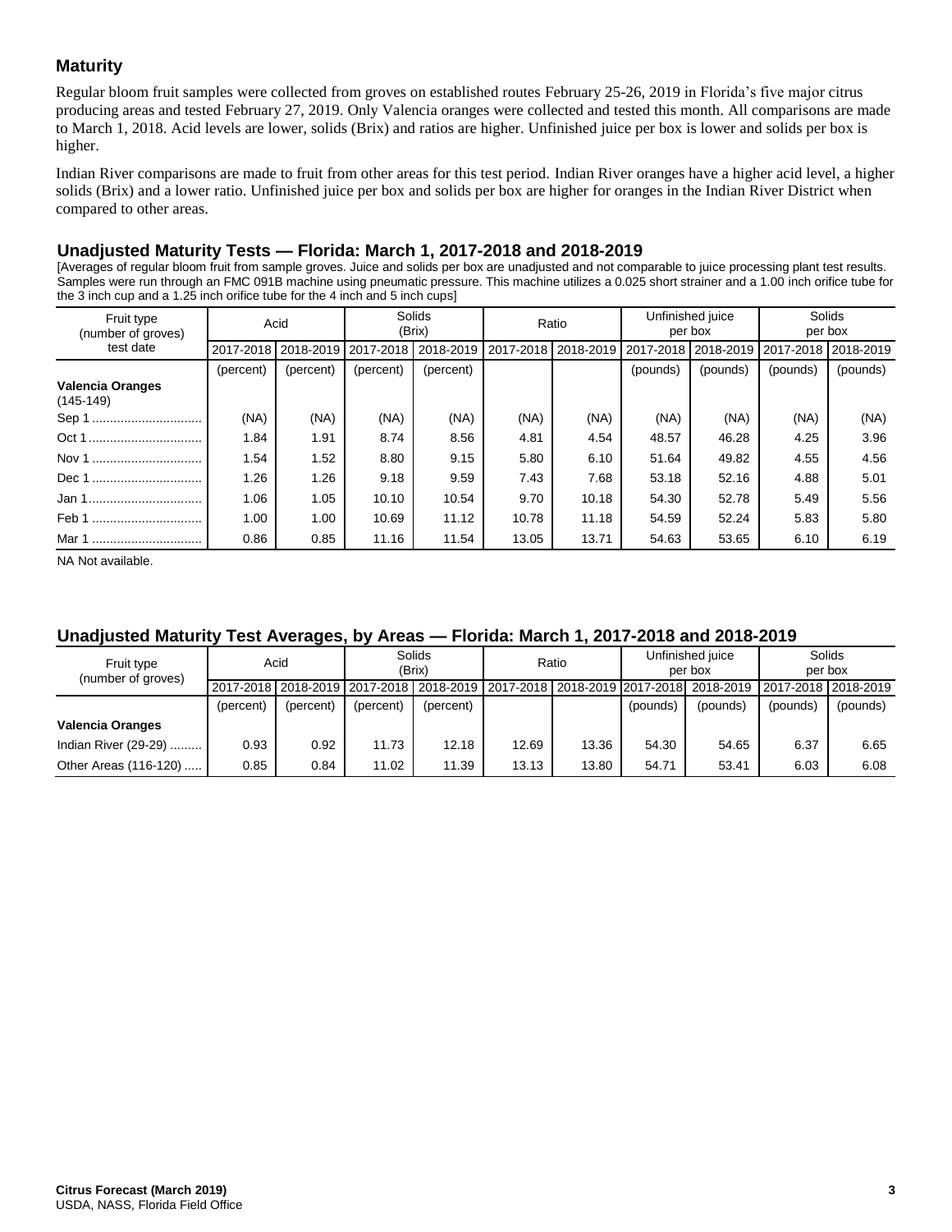## Maturity

Regular bloom fruit samples were collected from groves on established routes February 25-26, 2019 in Florida's five major citrus producing areas and tested February 27, 2019. Only Valencia oranges were collected and tested this month. All comparisons are made to March 1, 2018. Acid levels are lower, solids (Brix) and ratios are higher. Unfinished juice per box is lower and solids per box is higher.

Indian River comparisons are made to fruit from other areas for this test period. Indian River oranges have a higher acid level, a higher solids (Brix) and a lower ratio. Unfinished juice per box and solids per box are higher for oranges in the Indian River District when compared to other areas.

### Unadjusted Maturity Tests — Florida: March 1, 2017-2018 and 2018-2019

[Averages of regular bloom fruit from sample groves. Juice and solids per box are unadjusted and not comparable to juice processing plant test results. Samples were run through an FMC 091B machine using pneumatic pressure. This machine utilizes a 0.025 short strainer and a 1.00 inch orifice tube for the 3 inch cup and a 1.25 inch orifice tube for the 4 inch and 5 inch cups]

| Fruit type (number of groves) test date | Acid | | Solids (Brix) | | Ratio | | Unfinished juice per box | | Solids per box | |
|---|---|---|---|---|---|---|---|---|---|---|
| | 2017-2018 | 2018-2019 | 2017-2018 | 2018-2019 | 2017-2018 | 2018-2019 | 2017-2018 | 2018-2019 | 2017-2018 | 2018-2019 |
| | (percent) | (percent) | (percent) | (percent) | | | (pounds) | (pounds) | (pounds) | (pounds) |
| **Valencia Oranges** (145-149) | | | | | | | | | | |
| Sep 1 | (NA) | (NA) | (NA) | (NA) | (NA) | (NA) | (NA) | (NA) | (NA) | (NA) |
| Oct 1 | 1.84 | 1.91 | 8.74 | 8.56 | 4.81 | 4.54 | 48.57 | 46.28 | 4.25 | 3.96 |
| Nov 1 | 1.54 | 1.52 | 8.80 | 9.15 | 5.80 | 6.10 | 51.64 | 49.82 | 4.55 | 4.56 |
| Dec 1 | 1.26 | 1.26 | 9.18 | 9.59 | 7.43 | 7.68 | 53.18 | 52.16 | 4.88 | 5.01 |
| Jan 1 | 1.06 | 1.05 | 10.10 | 10.54 | 9.70 | 10.18 | 54.30 | 52.78 | 5.49 | 5.56 |
| Feb 1 | 1.00 | 1.00 | 10.69 | 11.12 | 10.78 | 11.18 | 54.59 | 52.24 | 5.83 | 5.80 |
| Mar 1 | 0.86 | 0.85 | 11.16 | 11.54 | 13.05 | 13.71 | 54.63 | 53.65 | 6.10 | 6.19 |

NA Not available.

### Unadjusted Maturity Test Averages, by Areas — Florida: March 1, 2017-2018 and 2018-2019

| Fruit type (number of groves) | Acid | | Solids (Brix) | | Ratio | | Unfinished juice per box | | Solids per box | |
|---|---|---|---|---|---|---|---|---|---|---|
| | 2017-2018 | 2018-2019 | 2017-2018 | 2018-2019 | 2017-2018 | 2018-2019 | 2017-2018 | 2018-2019 | 2017-2018 | 2018-2019 |
| | (percent) | (percent) | (percent) | (percent) | | | (pounds) | (pounds) | (pounds) | (pounds) |
| **Valencia Oranges** | | | | | | | | | | |
| Indian River (29-29) | 0.93 | 0.92 | 11.73 | 12.18 | 12.69 | 13.36 | 54.30 | 54.65 | 6.37 | 6.65 |
| Other Areas (116-120) | 0.85 | 0.84 | 11.02 | 11.39 | 13.13 | 13.80 | 54.71 | 53.41 | 6.03 | 6.08 |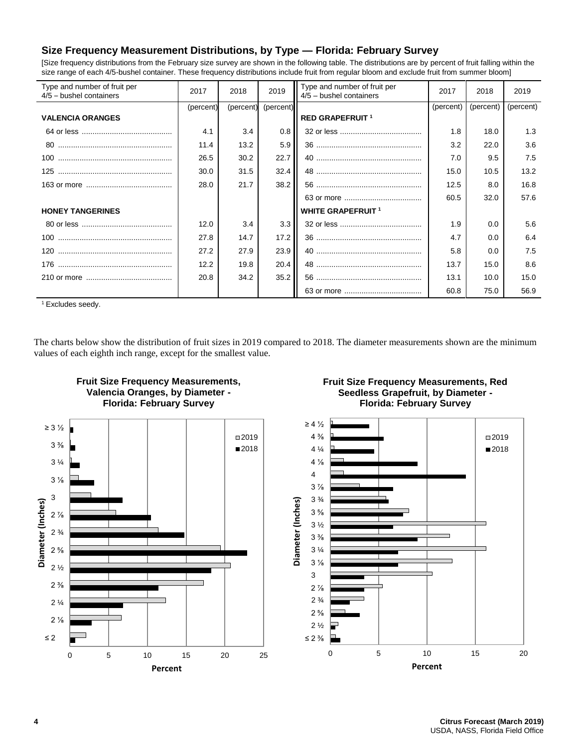## Size Frequency Measurement Distributions, by Type — Florida: February Survey

[Size frequency distributions from the February size survey are shown in the following table. The distributions are by percent of fruit falling within the size range of each 4/5-bushel container. These frequency distributions include fruit from regular bloom and exclude fruit from summer bloom]

| Type and number of fruit per 4/5 – bushel containers | 2017 | 2018 | 2019 | Type and number of fruit per 4/5 – bushel containers | 2017 | 2018 | 2019 |
|---|---|---|---|---|---|---|---|
| | (percent) | (percent) | (percent) | | (percent) | (percent) | (percent) |
| **VALENCIA ORANGES** | | | | **RED GRAPEFRUIT** [1] | | | |
| 64 or less | 4.1 | 3.4 | 0.8 | 32 or less | 1.8 | 18.0 | 1.3 |
| 80 | 11.4 | 13.2 | 5.9 | 36 | 3.2 | 22.0 | 3.6 |
| 100 | 26.5 | 30.2 | 22.7 | 40 | 7.0 | 9.5 | 7.5 |
| 125 | 30.0 | 31.5 | 32.4 | 48 | 15.0 | 10.5 | 13.2 |
| 163 or more | 28.0 | 21.7 | 38.2 | 56 | 12.5 | 8.0 | 16.8 |
| | | | | 63 or more | 60.5 | 32.0 | 57.6 |
| **HONEY TANGERINES** | | | | **WHITE GRAPEFRUIT** [1] | | | |
| 80 or less | 12.0 | 3.4 | 3.3 | 32 or less | 1.9 | 0.0 | 5.6 |
| 100 | 27.8 | 14.7 | 17.2 | 36 | 4.7 | 0.0 | 6.4 |
| 120 | 27.2 | 27.9 | 23.9 | 40 | 5.8 | 0.0 | 7.5 |
| 176 | 12.2 | 19.8 | 20.4 | 48 | 13.7 | 15.0 | 8.6 |
| 210 or more | 20.8 | 34.2 | 35.2 | 56 | 13.1 | 10.0 | 15.0 |
| | | | | 63 or more | 60.8 | 75.0 | 56.9 |

[1] Excludes seedy.

The charts below show the distribution of fruit sizes in 2019 compared to 2018. The diameter measurements shown are the minimum values of each eighth inch range, except for the smallest value.

**Fruit Size Frequency Measurements, Valencia Oranges, by Diameter - Florida: February Survey**

Diameter (Inches): ≥ 3 ½, 3 ⅜, 3 ¼, 3 ⅛, 3, 2 ⅞, 2 ¾, 2 ⅝, 2 ½, 2 ⅜, 2 ¼, 2 ⅛, ≤ 2

Percent: 0, 5, 10, 15, 20, 25

2019, 2018

**Fruit Size Frequency Measurements, Red Seedless Grapefruit, by Diameter - Florida: February Survey**

Diameter (Inches): ≥ 4 ½, 4 ⅜, 4 ¼, 4 ⅛, 4, 3 ⅞, 3 ¾, 3 ⅝, 3 ½, 3 ⅜, 3 ¼, 3 ⅛, 3, 2 ⅞, 2 ¾, 2 ⅝, 2 ½, ≤ 2 ⅜

Percent: 0, 5, 10, 15, 20

2019, 2018